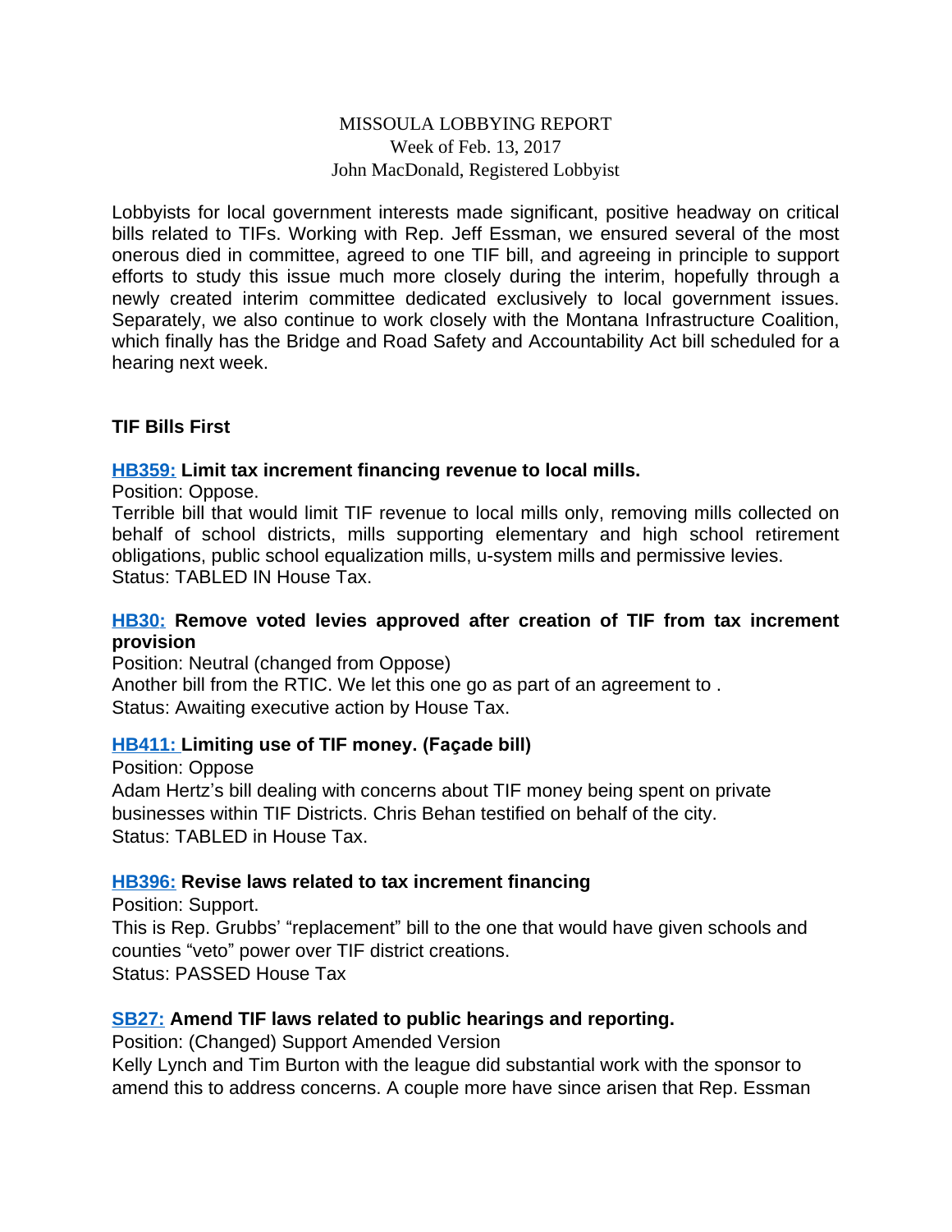MISSOULA LOBBYING REPORT
Week of Feb. 13, 2017
John MacDonald, Registered Lobbyist

Lobbyists for local government interests made significant, positive headway on critical bills related to TIFs. Working with Rep. Jeff Essman, we ensured several of the most onerous died in committee, agreed to one TIF bill, and agreeing in principle to support efforts to study this issue much more closely during the interim, hopefully through a newly created interim committee dedicated exclusively to local government issues. Separately, we also continue to work closely with the Montana Infrastructure Coalition, which finally has the Bridge and Road Safety and Accountability Act bill scheduled for a hearing next week.

**TIF Bills First**

**HB359: Limit tax increment financing revenue to local mills.**
Position: Oppose.
Terrible bill that would limit TIF revenue to local mills only, removing mills collected on behalf of school districts, mills supporting elementary and high school retirement obligations, public school equalization mills, u-system mills and permissive levies.
Status: TABLED IN House Tax.

**HB30: Remove voted levies approved after creation of TIF from tax increment provision**
Position: Neutral (changed from Oppose)
Another bill from the RTIC. We let this one go as part of an agreement to .
Status: Awaiting executive action by House Tax.

**HB411: Limiting use of TIF money. (Façade bill)**
Position: Oppose
Adam Hertz's bill dealing with concerns about TIF money being spent on private businesses within TIF Districts. Chris Behan testified on behalf of the city.
Status: TABLED in House Tax.

**HB396: Revise laws related to tax increment financing**
Position: Support.
This is Rep. Grubbs' "replacement" bill to the one that would have given schools and counties "veto" power over TIF district creations.
Status: PASSED House Tax

**SB27: Amend TIF laws related to public hearings and reporting.**
Position: (Changed) Support Amended Version
Kelly Lynch and Tim Burton with the league did substantial work with the sponsor to amend this to address concerns. A couple more have since arisen that Rep. Essman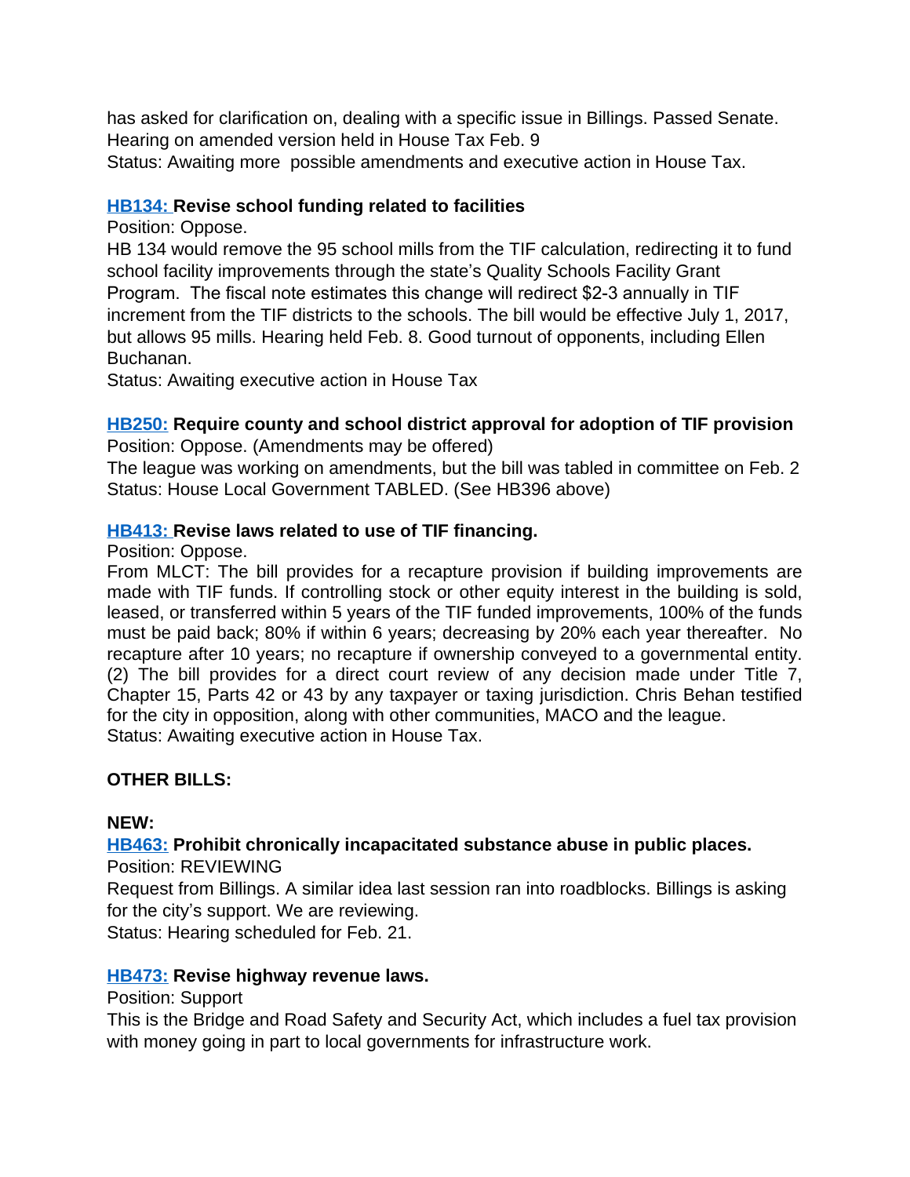has asked for clarification on, dealing with a specific issue in Billings. Passed Senate. Hearing on amended version held in House Tax Feb. 9
Status: Awaiting more  possible amendments and executive action in House Tax.

**HB134: Revise school funding related to facilities**
Position: Oppose.
HB 134 would remove the 95 school mills from the TIF calculation, redirecting it to fund school facility improvements through the state's Quality Schools Facility Grant Program.  The fiscal note estimates this change will redirect $2-3 annually in TIF increment from the TIF districts to the schools. The bill would be effective July 1, 2017, but allows 95 mills. Hearing held Feb. 8. Good turnout of opponents, including Ellen Buchanan.
Status: Awaiting executive action in House Tax

**HB250: Require county and school district approval for adoption of TIF provision**
Position: Oppose. (Amendments may be offered)
The league was working on amendments, but the bill was tabled in committee on Feb. 2
Status: House Local Government TABLED. (See HB396 above)

**HB413: Revise laws related to use of TIF financing.**
Position: Oppose.
From MLCT: The bill provides for a recapture provision if building improvements are made with TIF funds. If controlling stock or other equity interest in the building is sold, leased, or transferred within 5 years of the TIF funded improvements, 100% of the funds must be paid back; 80% if within 6 years; decreasing by 20% each year thereafter.  No recapture after 10 years; no recapture if ownership conveyed to a governmental entity. (2) The bill provides for a direct court review of any decision made under Title 7, Chapter 15, Parts 42 or 43 by any taxpayer or taxing jurisdiction. Chris Behan testified for the city in opposition, along with other communities, MACO and the league.
Status: Awaiting executive action in House Tax.

**OTHER BILLS:**

**NEW:**

**HB463: Prohibit chronically incapacitated substance abuse in public places.**
Position: REVIEWING
Request from Billings. A similar idea last session ran into roadblocks. Billings is asking for the city's support. We are reviewing.
Status: Hearing scheduled for Feb. 21.

**HB473: Revise highway revenue laws.**
Position: Support
This is the Bridge and Road Safety and Security Act, which includes a fuel tax provision with money going in part to local governments for infrastructure work.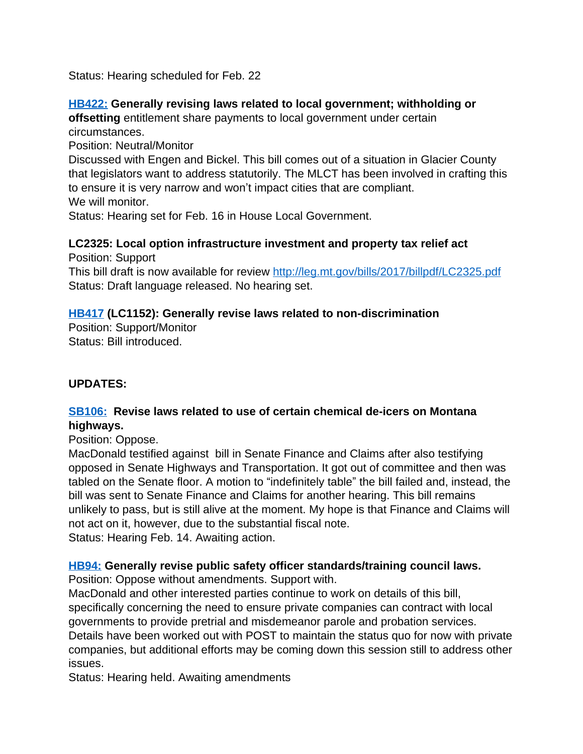Status: Hearing scheduled for Feb. 22

**HB422: Generally revising laws related to local government; withholding or offsetting** entitlement share payments to local government under certain circumstances.
Position: Neutral/Monitor
Discussed with Engen and Bickel. This bill comes out of a situation in Glacier County that legislators want to address statutorily. The MLCT has been involved in crafting this to ensure it is very narrow and won't impact cities that are compliant.
We will monitor.
Status: Hearing set for Feb. 16 in House Local Government.

**LC2325: Local option infrastructure investment and property tax relief act**
Position: Support
This bill draft is now available for review http://leg.mt.gov/bills/2017/billpdf/LC2325.pdf
Status: Draft language released. No hearing set.

**HB417 (LC1152): Generally revise laws related to non-discrimination**
Position: Support/Monitor
Status: Bill introduced.

**UPDATES:**

**SB106: Revise laws related to use of certain chemical de-icers on Montana highways.**
Position: Oppose.
MacDonald testified against bill in Senate Finance and Claims after also testifying opposed in Senate Highways and Transportation. It got out of committee and then was tabled on the Senate floor. A motion to "indefinitely table" the bill failed and, instead, the bill was sent to Senate Finance and Claims for another hearing. This bill remains unlikely to pass, but is still alive at the moment. My hope is that Finance and Claims will not act on it, however, due to the substantial fiscal note.
Status: Hearing Feb. 14. Awaiting action.

**HB94: Generally revise public safety officer standards/training council laws.**
Position: Oppose without amendments. Support with.
MacDonald and other interested parties continue to work on details of this bill, specifically concerning the need to ensure private companies can contract with local governments to provide pretrial and misdemeanor parole and probation services. Details have been worked out with POST to maintain the status quo for now with private companies, but additional efforts may be coming down this session still to address other issues.
Status: Hearing held. Awaiting amendments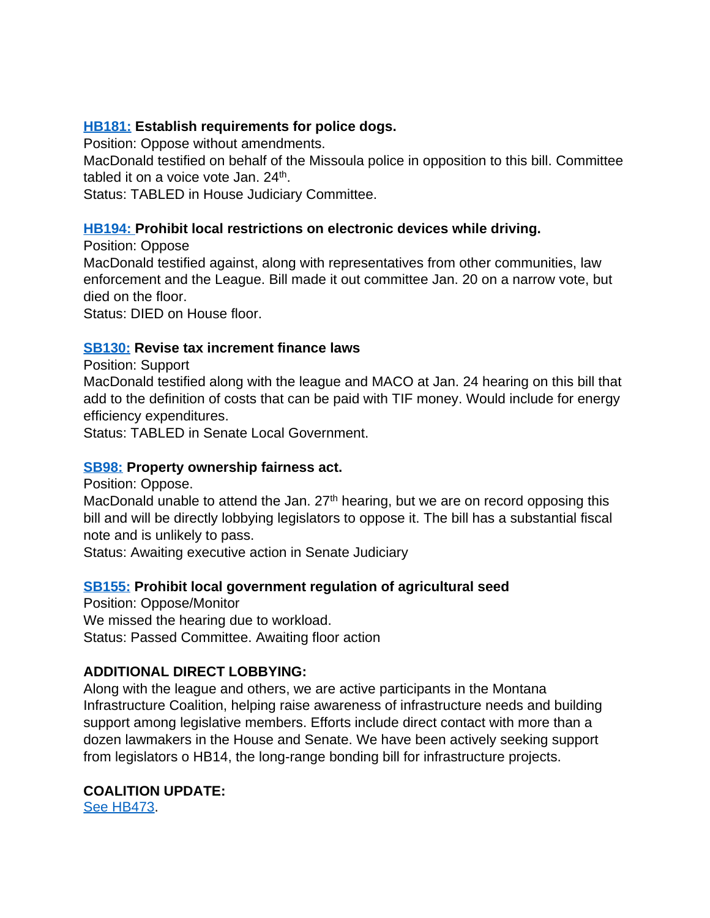**HB181: Establish requirements for police dogs.**
Position: Oppose without amendments.
MacDonald testified on behalf of the Missoula police in opposition to this bill. Committee tabled it on a voice vote Jan. 24th.
Status: TABLED in House Judiciary Committee.

**HB194: Prohibit local restrictions on electronic devices while driving.**
Position: Oppose
MacDonald testified against, along with representatives from other communities, law enforcement and the League. Bill made it out committee Jan. 20 on a narrow vote, but died on the floor.
Status: DIED on House floor.

**SB130: Revise tax increment finance laws**
Position: Support
MacDonald testified along with the league and MACO at Jan. 24 hearing on this bill that add to the definition of costs that can be paid with TIF money. Would include for energy efficiency expenditures.
Status: TABLED in Senate Local Government.

**SB98: Property ownership fairness act.**
Position: Oppose.
MacDonald unable to attend the Jan. 27th hearing, but we are on record opposing this bill and will be directly lobbying legislators to oppose it. The bill has a substantial fiscal note and is unlikely to pass.
Status: Awaiting executive action in Senate Judiciary

**SB155: Prohibit local government regulation of agricultural seed**
Position: Oppose/Monitor
We missed the hearing due to workload.
Status: Passed Committee. Awaiting floor action

**ADDITIONAL DIRECT LOBBYING:**
Along with the league and others, we are active participants in the Montana Infrastructure Coalition, helping raise awareness of infrastructure needs and building support among legislative members. Efforts include direct contact with more than a dozen lawmakers in the House and Senate. We have been actively seeking support from legislators o HB14, the long-range bonding bill for infrastructure projects.

**COALITION UPDATE:**
See HB473.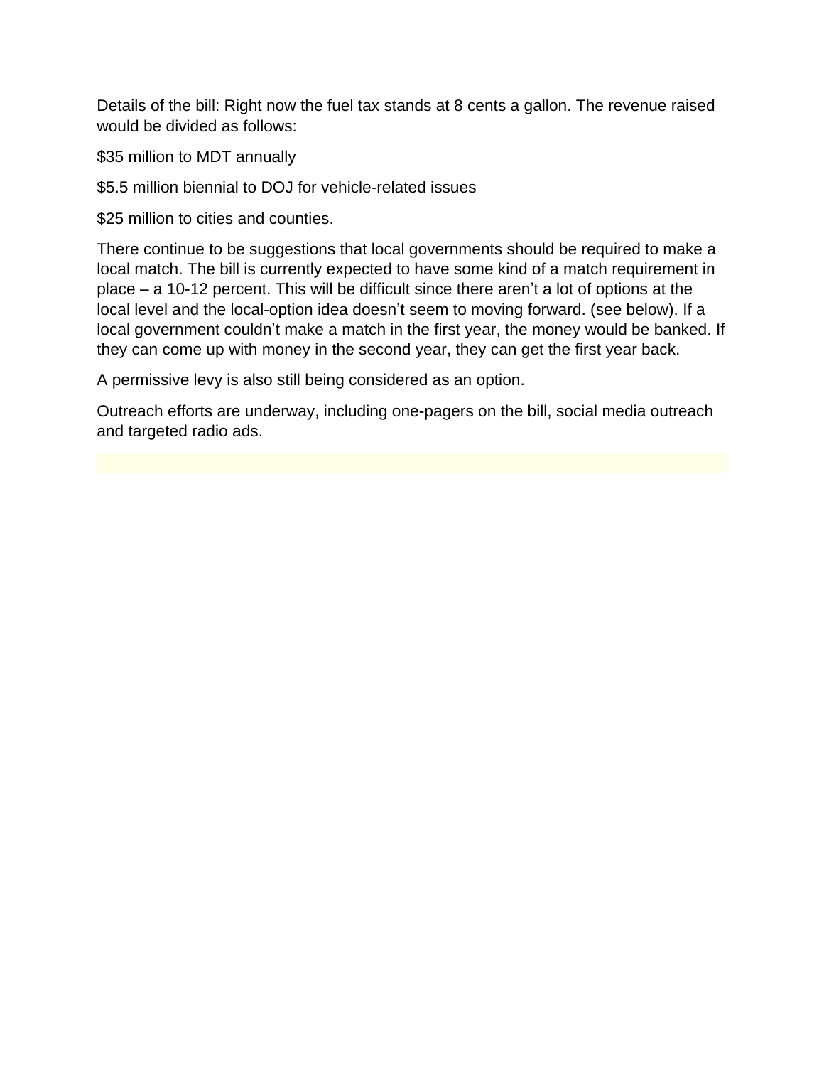Details of the bill: Right now the fuel tax stands at 8 cents a gallon. The revenue raised would be divided as follows:

$35 million to MDT annually

$5.5 million biennial to DOJ for vehicle-related issues

$25 million to cities and counties.

There continue to be suggestions that local governments should be required to make a local match. The bill is currently expected to have some kind of a match requirement in place – a 10-12 percent. This will be difficult since there aren't a lot of options at the local level and the local-option idea doesn't seem to moving forward. (see below). If a local government couldn't make a match in the first year, the money would be banked. If they can come up with money in the second year, they can get the first year back.

A permissive levy is also still being considered as an option.

Outreach efforts are underway, including one-pagers on the bill, social media outreach and targeted radio ads.